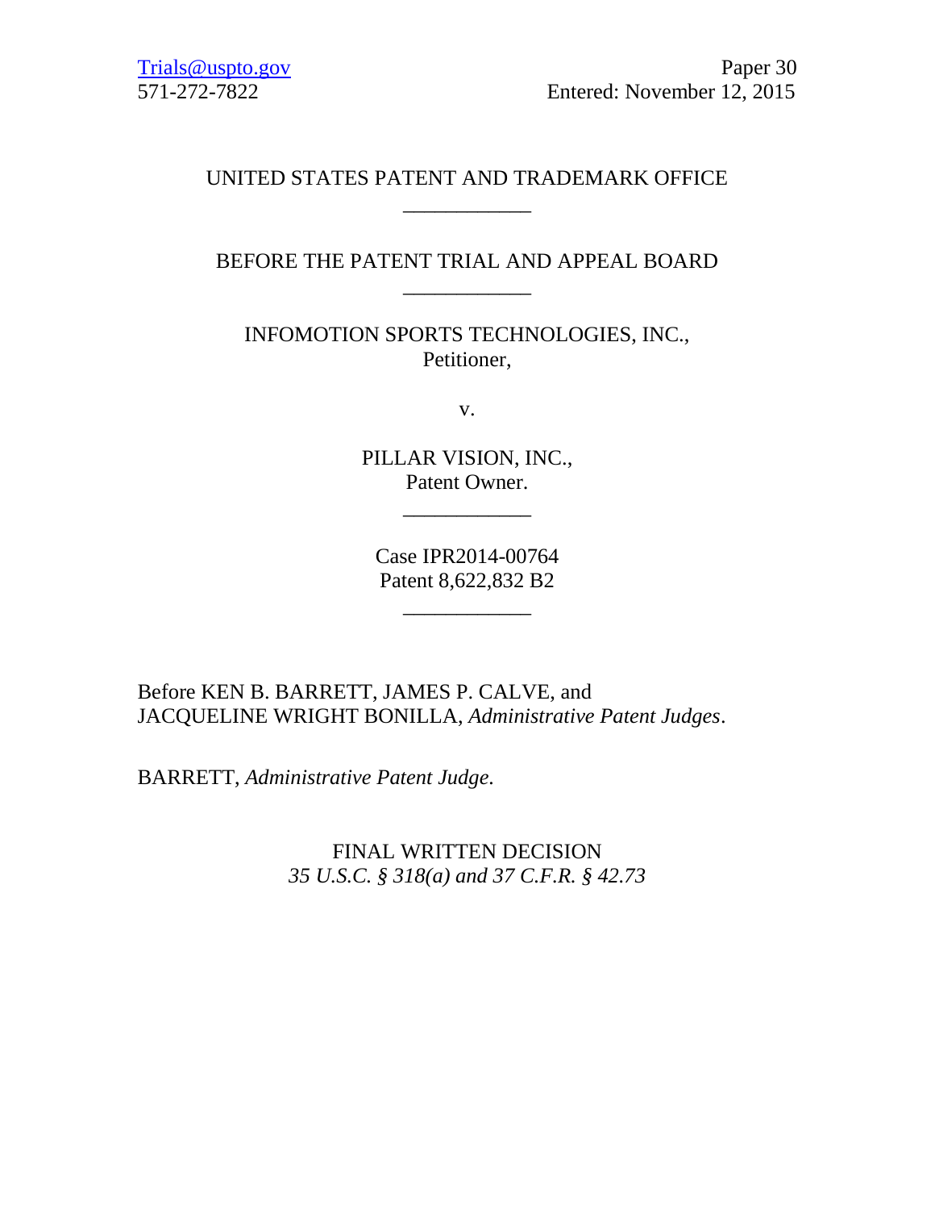Trials@uspto.gov
571-272-7822

Paper 30
Entered: November 12, 2015

UNITED STATES PATENT AND TRADEMARK OFFICE

\_\_\_\_\_\_\_\_\_\_\_\_

BEFORE THE PATENT TRIAL AND APPEAL BOARD

\_\_\_\_\_\_\_\_\_\_\_\_

INFOMOTION SPORTS TECHNOLOGIES, INC.,
Petitioner,

v.

PILLAR VISION, INC.,
Patent Owner.

\_\_\_\_\_\_\_\_\_\_\_\_

Case IPR2014-00764
Patent 8,622,832 B2

\_\_\_\_\_\_\_\_\_\_\_\_

Before KEN B. BARRETT, JAMES P. CALVE, and
JACQUELINE WRIGHT BONILLA, *Administrative Patent Judges*.

BARRETT, *Administrative Patent Judge.*

FINAL WRITTEN DECISION
*35 U.S.C. § 318(a) and 37 C.F.R. § 42.73*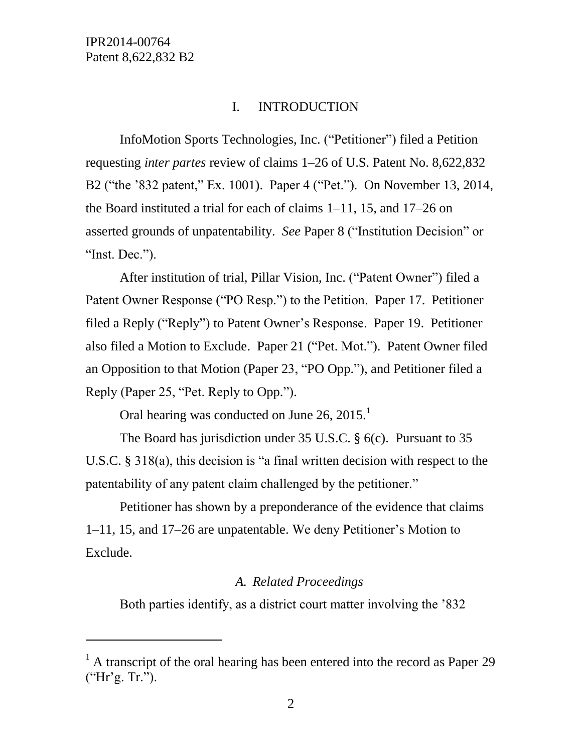## I. INTRODUCTION

InfoMotion Sports Technologies, Inc. ("Petitioner") filed a Petition requesting *inter partes* review of claims 1–26 of U.S. Patent No. 8,622,832 B2 ("the '832 patent," Ex. 1001). Paper 4 ("Pet."). On November 13, 2014, the Board instituted a trial for each of claims 1–11, 15, and 17–26 on asserted grounds of unpatentability. *See* Paper 8 ("Institution Decision" or "Inst. Dec.").

After institution of trial, Pillar Vision, Inc. ("Patent Owner") filed a Patent Owner Response ("PO Resp.") to the Petition. Paper 17. Petitioner filed a Reply ("Reply") to Patent Owner's Response. Paper 19. Petitioner also filed a Motion to Exclude. Paper 21 ("Pet. Mot."). Patent Owner filed an Opposition to that Motion (Paper 23, "PO Opp."), and Petitioner filed a Reply (Paper 25, "Pet. Reply to Opp.").

Oral hearing was conducted on June 26, 2015.[1]

The Board has jurisdiction under 35 U.S.C. § 6(c). Pursuant to 35 U.S.C. § 318(a), this decision is "a final written decision with respect to the patentability of any patent claim challenged by the petitioner."

Petitioner has shown by a preponderance of the evidence that claims 1–11, 15, and 17–26 are unpatentable. We deny Petitioner's Motion to Exclude.

### *A. Related Proceedings*

Both parties identify, as a district court matter involving the '832

[1] A transcript of the oral hearing has been entered into the record as Paper 29 ("Hr'g. Tr.").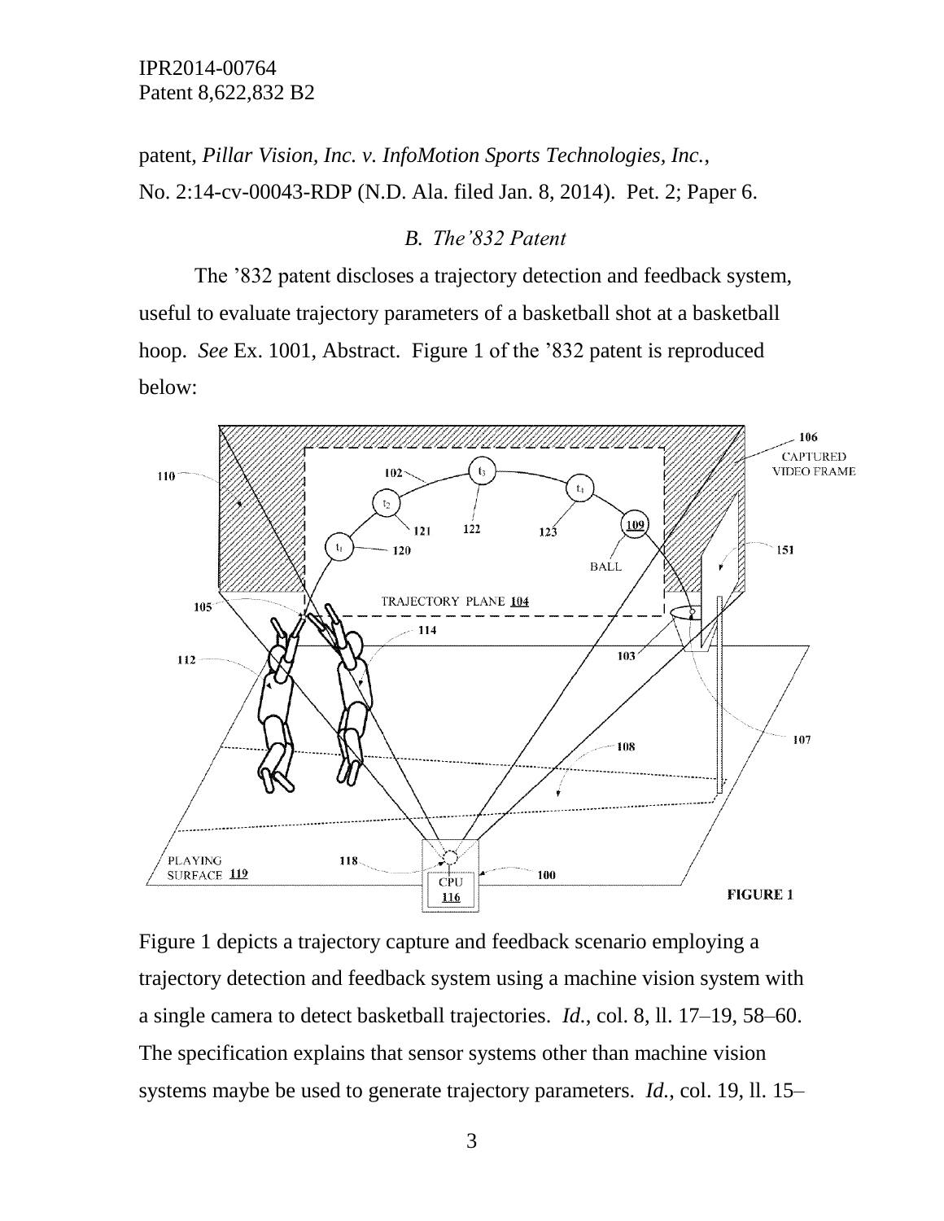patent, *Pillar Vision, Inc. v. InfoMotion Sports Technologies, Inc.*, No. 2:14-cv-00043-RDP (N.D. Ala. filed Jan. 8, 2014). Pet. 2; Paper 6.

### *B. The'832 Patent*

The '832 patent discloses a trajectory detection and feedback system, useful to evaluate trajectory parameters of a basketball shot at a basketball hoop. *See* Ex. 1001, Abstract. Figure 1 of the '832 patent is reproduced below:

Figure 1 depicts a trajectory capture and feedback scenario employing a trajectory detection and feedback system using a machine vision system with a single camera to detect basketball trajectories. *Id.*, col. 8, ll. 17–19, 58–60. The specification explains that sensor systems other than machine vision systems maybe be used to generate trajectory parameters. *Id.*, col. 19, ll. 15–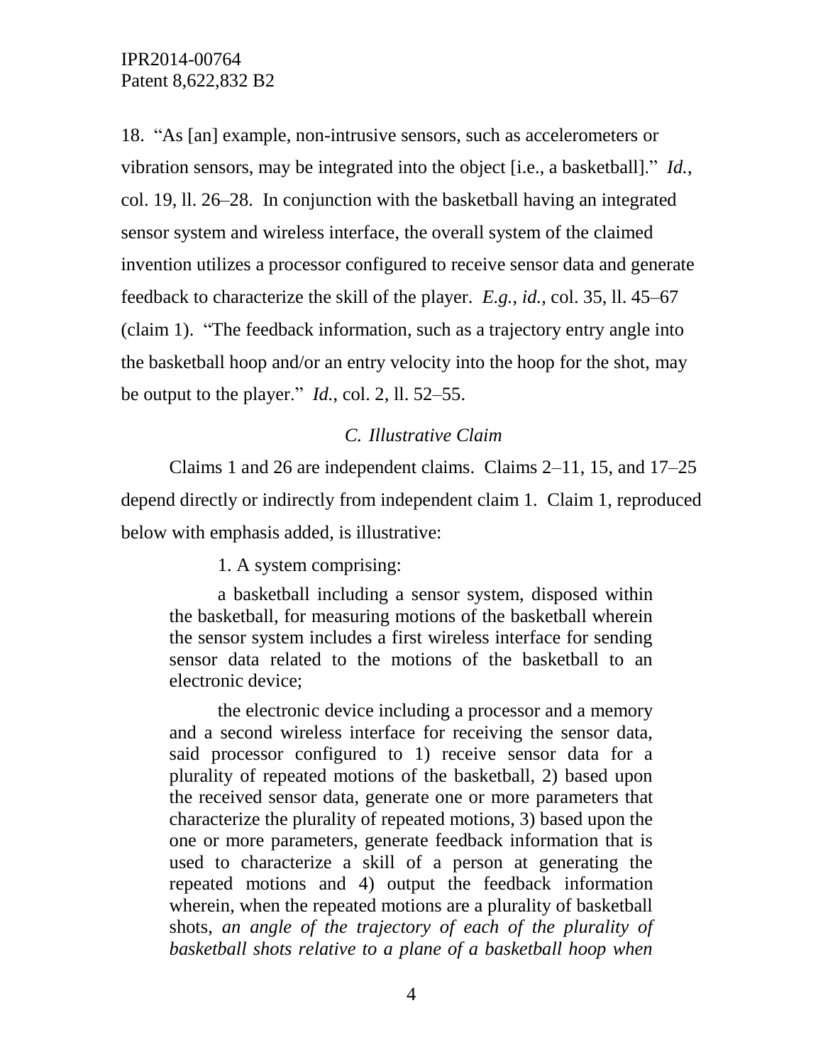18. "As [an] example, non-intrusive sensors, such as accelerometers or vibration sensors, may be integrated into the object [i.e., a basketball]." *Id.*, col. 19, ll. 26–28. In conjunction with the basketball having an integrated sensor system and wireless interface, the overall system of the claimed invention utilizes a processor configured to receive sensor data and generate feedback to characterize the skill of the player. *E.g.*, *id.*, col. 35, ll. 45–67 (claim 1). "The feedback information, such as a trajectory entry angle into the basketball hoop and/or an entry velocity into the hoop for the shot, may be output to the player." *Id.*, col. 2, ll. 52–55.

### *C. Illustrative Claim*

Claims 1 and 26 are independent claims. Claims 2–11, 15, and 17–25 depend directly or indirectly from independent claim 1. Claim 1, reproduced below with emphasis added, is illustrative:

> 1. A system comprising:
>
> a basketball including a sensor system, disposed within the basketball, for measuring motions of the basketball wherein the sensor system includes a first wireless interface for sending sensor data related to the motions of the basketball to an electronic device;
>
> the electronic device including a processor and a memory and a second wireless interface for receiving the sensor data, said processor configured to 1) receive sensor data for a plurality of repeated motions of the basketball, 2) based upon the received sensor data, generate one or more parameters that characterize the plurality of repeated motions, 3) based upon the one or more parameters, generate feedback information that is used to characterize a skill of a person at generating the repeated motions and 4) output the feedback information wherein, when the repeated motions are a plurality of basketball shots, *an angle of the trajectory of each of the plurality of basketball shots relative to a plane of a basketball hoop when*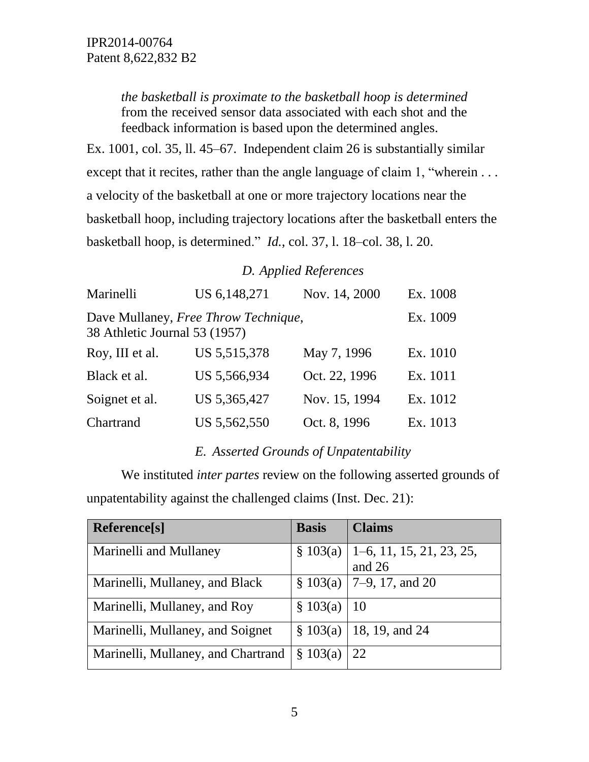*the basketball is proximate to the basketball hoop is determined* from the received sensor data associated with each shot and the feedback information is based upon the determined angles.

Ex. 1001, col. 35, ll. 45–67. Independent claim 26 is substantially similar except that it recites, rather than the angle language of claim 1, "wherein . . . a velocity of the basketball at one or more trajectory locations near the basketball hoop, including trajectory locations after the basketball enters the basketball hoop, is determined." *Id.*, col. 37, l. 18–col. 38, l. 20.

### *D. Applied References*

| | | | |
|---|---|---|---|
| Marinelli | US 6,148,271 | Nov. 14, 2000 | Ex. 1008 |
| Dave Mullaney, *Free Throw Technique*, 38 Athletic Journal 53 (1957) | | | Ex. 1009 |
| Roy, III et al. | US 5,515,378 | May 7, 1996 | Ex. 1010 |
| Black et al. | US 5,566,934 | Oct. 22, 1996 | Ex. 1011 |
| Soignet et al. | US 5,365,427 | Nov. 15, 1994 | Ex. 1012 |
| Chartrand | US 5,562,550 | Oct. 8, 1996 | Ex. 1013 |

### *E. Asserted Grounds of Unpatentability*

We instituted *inter partes* review on the following asserted grounds of unpatentability against the challenged claims (Inst. Dec. 21):

| Reference[s] | Basis | Claims |
|---|---|---|
| Marinelli and Mullaney | § 103(a) | 1–6, 11, 15, 21, 23, 25, and 26 |
| Marinelli, Mullaney, and Black | § 103(a) | 7–9, 17, and 20 |
| Marinelli, Mullaney, and Roy | § 103(a) | 10 |
| Marinelli, Mullaney, and Soignet | § 103(a) | 18, 19, and 24 |
| Marinelli, Mullaney, and Chartrand | § 103(a) | 22 |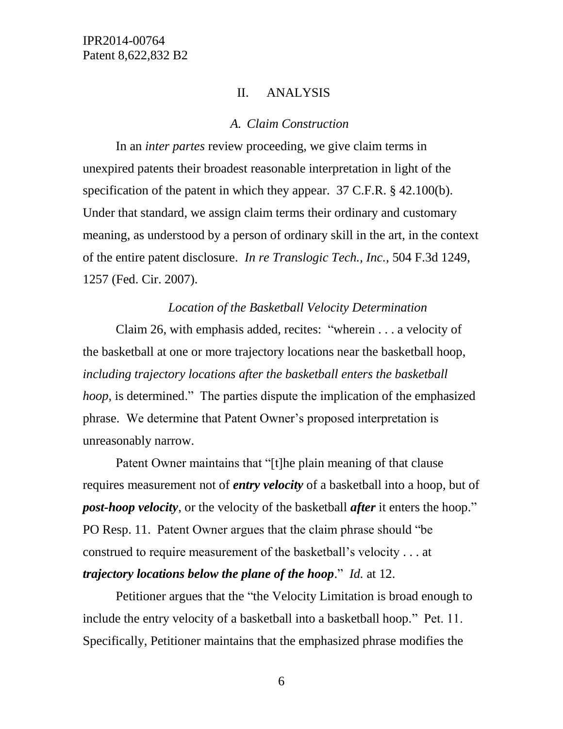## II. ANALYSIS

### *A. Claim Construction*

In an *inter partes* review proceeding, we give claim terms in unexpired patents their broadest reasonable interpretation in light of the specification of the patent in which they appear. 37 C.F.R. § 42.100(b). Under that standard, we assign claim terms their ordinary and customary meaning, as understood by a person of ordinary skill in the art, in the context of the entire patent disclosure. *In re Translogic Tech., Inc.*, 504 F.3d 1249, 1257 (Fed. Cir. 2007).

#### *Location of the Basketball Velocity Determination*

Claim 26, with emphasis added, recites: "wherein . . . a velocity of the basketball at one or more trajectory locations near the basketball hoop, *including trajectory locations after the basketball enters the basketball hoop*, is determined." The parties dispute the implication of the emphasized phrase. We determine that Patent Owner's proposed interpretation is unreasonably narrow.

Patent Owner maintains that "[t]he plain meaning of that clause requires measurement not of ***entry velocity*** of a basketball into a hoop, but of ***post-hoop velocity***, or the velocity of the basketball ***after*** it enters the hoop." PO Resp. 11. Patent Owner argues that the claim phrase should "be construed to require measurement of the basketball's velocity . . . at ***trajectory locations below the plane of the hoop***." *Id.* at 12.

Petitioner argues that the "the Velocity Limitation is broad enough to include the entry velocity of a basketball into a basketball hoop." Pet. 11. Specifically, Petitioner maintains that the emphasized phrase modifies the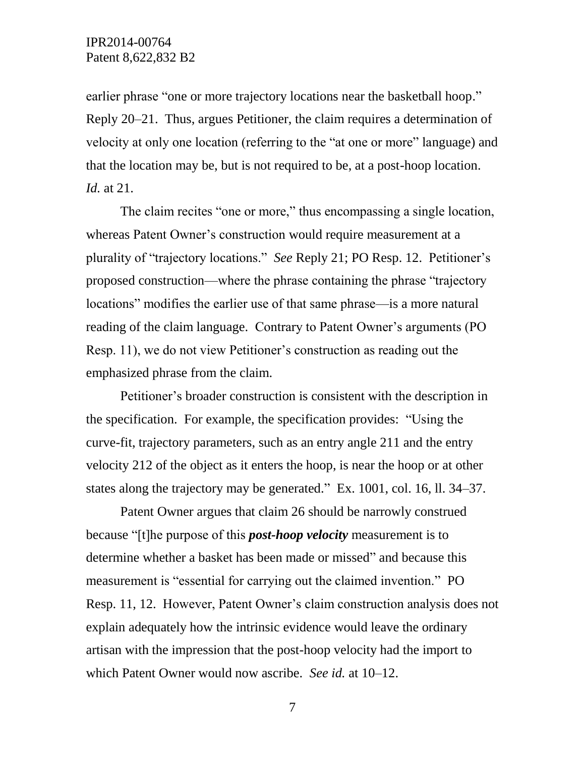earlier phrase "one or more trajectory locations near the basketball hoop." Reply 20–21. Thus, argues Petitioner, the claim requires a determination of velocity at only one location (referring to the "at one or more" language) and that the location may be, but is not required to be, at a post-hoop location. *Id.* at 21.

The claim recites "one or more," thus encompassing a single location, whereas Patent Owner's construction would require measurement at a plurality of "trajectory locations." *See* Reply 21; PO Resp. 12. Petitioner's proposed construction—where the phrase containing the phrase "trajectory locations" modifies the earlier use of that same phrase—is a more natural reading of the claim language. Contrary to Patent Owner's arguments (PO Resp. 11), we do not view Petitioner's construction as reading out the emphasized phrase from the claim.

Petitioner's broader construction is consistent with the description in the specification. For example, the specification provides: "Using the curve-fit, trajectory parameters, such as an entry angle 211 and the entry velocity 212 of the object as it enters the hoop, is near the hoop or at other states along the trajectory may be generated." Ex. 1001, col. 16, ll. 34–37.

Patent Owner argues that claim 26 should be narrowly construed because "[t]he purpose of this ***post-hoop velocity*** measurement is to determine whether a basket has been made or missed" and because this measurement is "essential for carrying out the claimed invention." PO Resp. 11, 12. However, Patent Owner's claim construction analysis does not explain adequately how the intrinsic evidence would leave the ordinary artisan with the impression that the post-hoop velocity had the import to which Patent Owner would now ascribe. *See id.* at 10–12.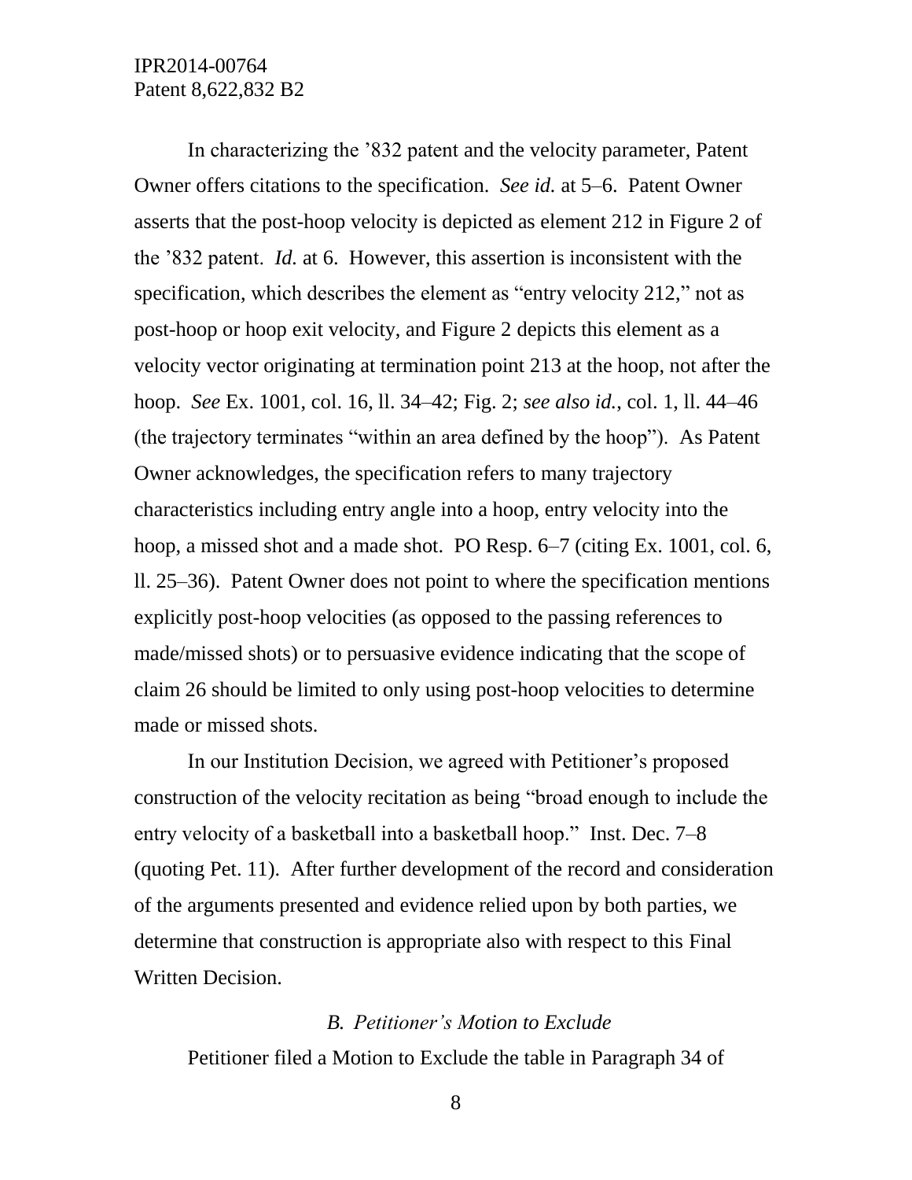In characterizing the '832 patent and the velocity parameter, Patent Owner offers citations to the specification. *See id.* at 5–6. Patent Owner asserts that the post-hoop velocity is depicted as element 212 in Figure 2 of the '832 patent. *Id.* at 6. However, this assertion is inconsistent with the specification, which describes the element as "entry velocity 212," not as post-hoop or hoop exit velocity, and Figure 2 depicts this element as a velocity vector originating at termination point 213 at the hoop, not after the hoop. *See* Ex. 1001, col. 16, ll. 34–42; Fig. 2; *see also id.*, col. 1, ll. 44–46 (the trajectory terminates "within an area defined by the hoop"). As Patent Owner acknowledges, the specification refers to many trajectory characteristics including entry angle into a hoop, entry velocity into the hoop, a missed shot and a made shot. PO Resp. 6–7 (citing Ex. 1001, col. 6, ll. 25–36). Patent Owner does not point to where the specification mentions explicitly post-hoop velocities (as opposed to the passing references to made/missed shots) or to persuasive evidence indicating that the scope of claim 26 should be limited to only using post-hoop velocities to determine made or missed shots.

In our Institution Decision, we agreed with Petitioner's proposed construction of the velocity recitation as being "broad enough to include the entry velocity of a basketball into a basketball hoop." Inst. Dec. 7–8 (quoting Pet. 11). After further development of the record and consideration of the arguments presented and evidence relied upon by both parties, we determine that construction is appropriate also with respect to this Final Written Decision.

### *B. Petitioner's Motion to Exclude*

Petitioner filed a Motion to Exclude the table in Paragraph 34 of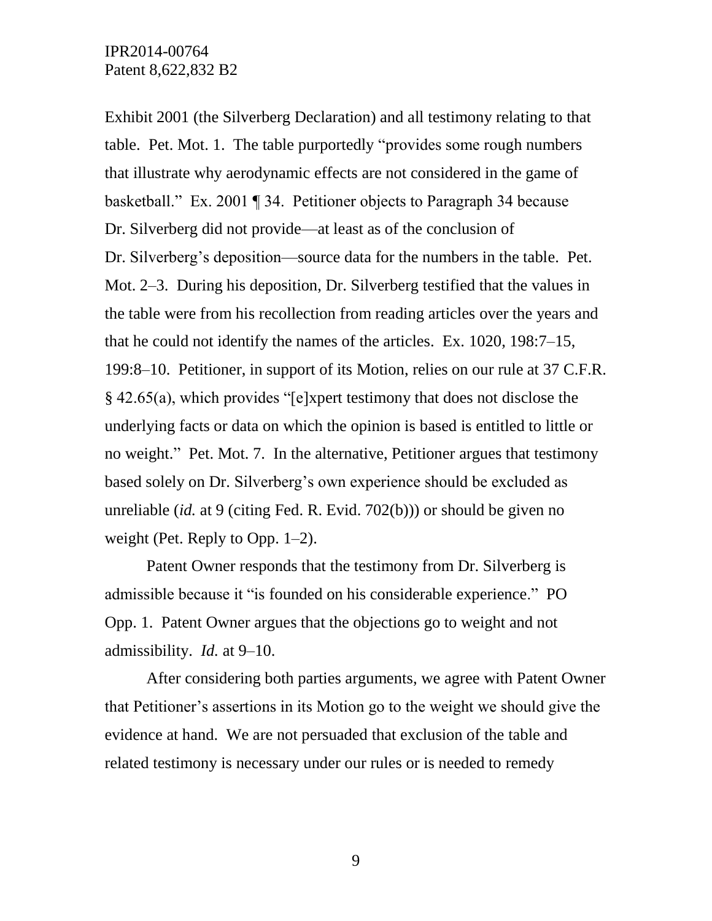Exhibit 2001 (the Silverberg Declaration) and all testimony relating to that table. Pet. Mot. 1. The table purportedly "provides some rough numbers that illustrate why aerodynamic effects are not considered in the game of basketball." Ex. 2001 ¶ 34. Petitioner objects to Paragraph 34 because Dr. Silverberg did not provide—at least as of the conclusion of Dr. Silverberg's deposition—source data for the numbers in the table. Pet. Mot. 2–3. During his deposition, Dr. Silverberg testified that the values in the table were from his recollection from reading articles over the years and that he could not identify the names of the articles. Ex. 1020, 198:7–15, 199:8–10. Petitioner, in support of its Motion, relies on our rule at 37 C.F.R. § 42.65(a), which provides "[e]xpert testimony that does not disclose the underlying facts or data on which the opinion is based is entitled to little or no weight." Pet. Mot. 7. In the alternative, Petitioner argues that testimony based solely on Dr. Silverberg's own experience should be excluded as unreliable (*id.* at 9 (citing Fed. R. Evid. 702(b))) or should be given no weight (Pet. Reply to Opp. 1–2).

Patent Owner responds that the testimony from Dr. Silverberg is admissible because it "is founded on his considerable experience." PO Opp. 1. Patent Owner argues that the objections go to weight and not admissibility. *Id.* at 9–10.

After considering both parties arguments, we agree with Patent Owner that Petitioner's assertions in its Motion go to the weight we should give the evidence at hand. We are not persuaded that exclusion of the table and related testimony is necessary under our rules or is needed to remedy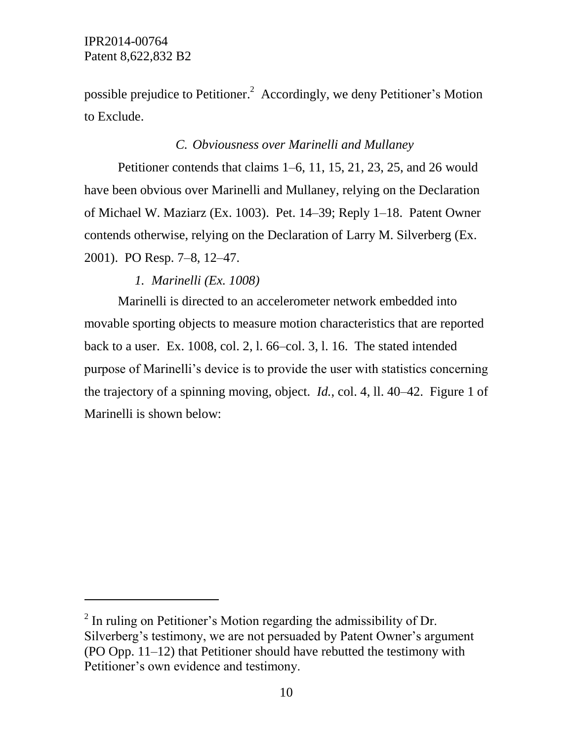possible prejudice to Petitioner.[2] Accordingly, we deny Petitioner's Motion to Exclude.

### *C. Obviousness over Marinelli and Mullaney*

Petitioner contends that claims 1–6, 11, 15, 21, 23, 25, and 26 would have been obvious over Marinelli and Mullaney, relying on the Declaration of Michael W. Maziarz (Ex. 1003). Pet. 14–39; Reply 1–18. Patent Owner contends otherwise, relying on the Declaration of Larry M. Silverberg (Ex. 2001). PO Resp. 7–8, 12–47.

#### *1. Marinelli (Ex. 1008)*

Marinelli is directed to an accelerometer network embedded into movable sporting objects to measure motion characteristics that are reported back to a user. Ex. 1008, col. 2, l. 66–col. 3, l. 16. The stated intended purpose of Marinelli's device is to provide the user with statistics concerning the trajectory of a spinning moving, object. *Id.*, col. 4, ll. 40–42. Figure 1 of Marinelli is shown below:

[2] In ruling on Petitioner's Motion regarding the admissibility of Dr. Silverberg's testimony, we are not persuaded by Patent Owner's argument (PO Opp. 11–12) that Petitioner should have rebutted the testimony with Petitioner's own evidence and testimony.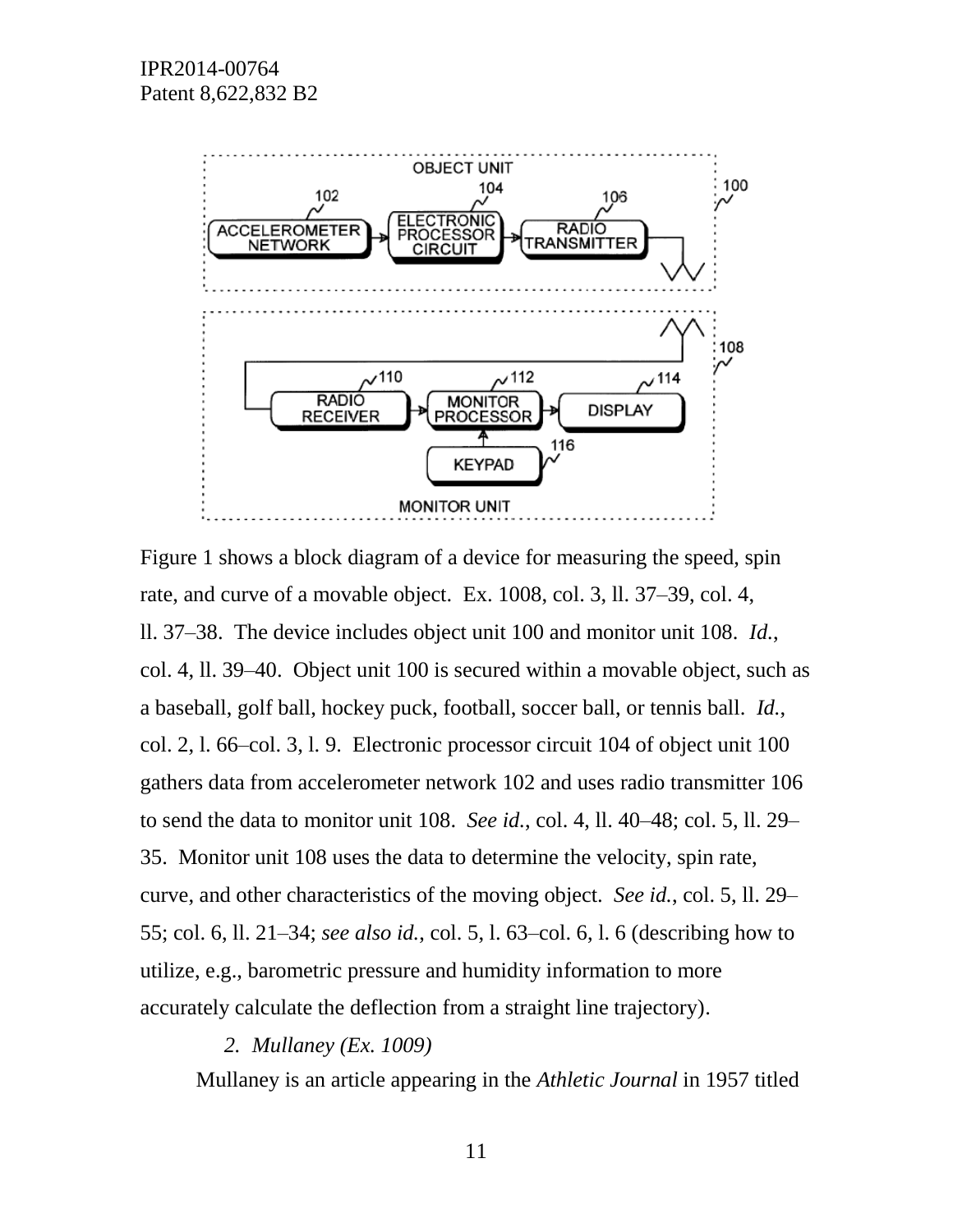Figure 1 shows a block diagram of a device for measuring the speed, spin rate, and curve of a movable object. Ex. 1008, col. 3, ll. 37–39, col. 4, ll. 37–38. The device includes object unit 100 and monitor unit 108. *Id.*, col. 4, ll. 39–40. Object unit 100 is secured within a movable object, such as a baseball, golf ball, hockey puck, football, soccer ball, or tennis ball. *Id.*, col. 2, l. 66–col. 3, l. 9. Electronic processor circuit 104 of object unit 100 gathers data from accelerometer network 102 and uses radio transmitter 106 to send the data to monitor unit 108. *See id.*, col. 4, ll. 40–48; col. 5, ll. 29–35. Monitor unit 108 uses the data to determine the velocity, spin rate, curve, and other characteristics of the moving object. *See id.*, col. 5, ll. 29–55; col. 6, ll. 21–34; *see also id.*, col. 5, l. 63–col. 6, l. 6 (describing how to utilize, e.g., barometric pressure and humidity information to more accurately calculate the deflection from a straight line trajectory).

*2. Mullaney (Ex. 1009)*

Mullaney is an article appearing in the *Athletic Journal* in 1957 titled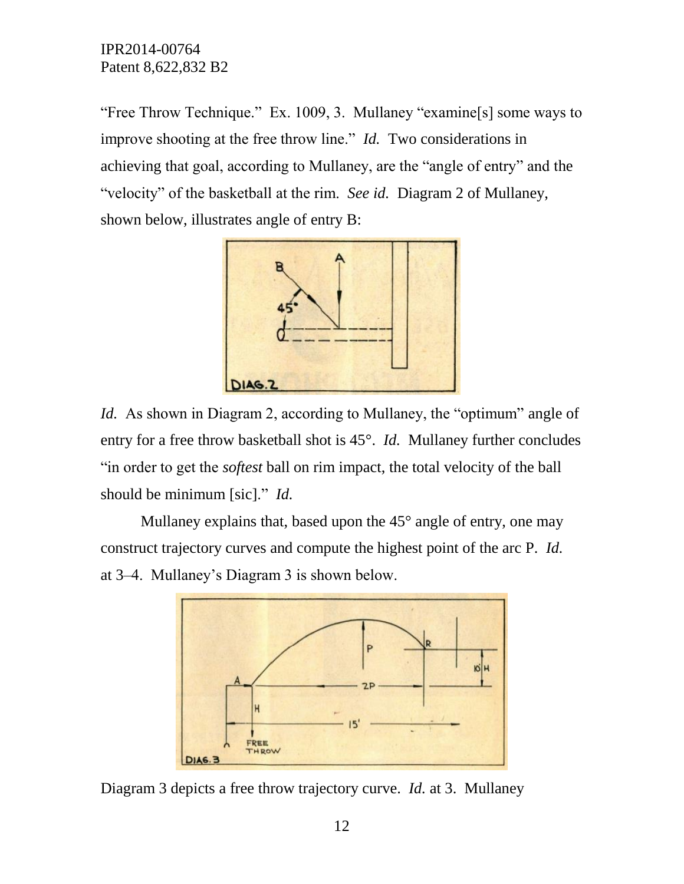"Free Throw Technique." Ex. 1009, 3. Mullaney "examine[s] some ways to improve shooting at the free throw line." *Id.* Two considerations in achieving that goal, according to Mullaney, are the "angle of entry" and the "velocity" of the basketball at the rim. *See id.* Diagram 2 of Mullaney, shown below, illustrates angle of entry B:

*Id.* As shown in Diagram 2, according to Mullaney, the "optimum" angle of entry for a free throw basketball shot is 45°. *Id.* Mullaney further concludes "in order to get the *softest* ball on rim impact, the total velocity of the ball should be minimum [sic]." *Id.*

Mullaney explains that, based upon the 45° angle of entry, one may construct trajectory curves and compute the highest point of the arc P. *Id.* at 3–4. Mullaney's Diagram 3 is shown below.

Diagram 3 depicts a free throw trajectory curve. *Id.* at 3. Mullaney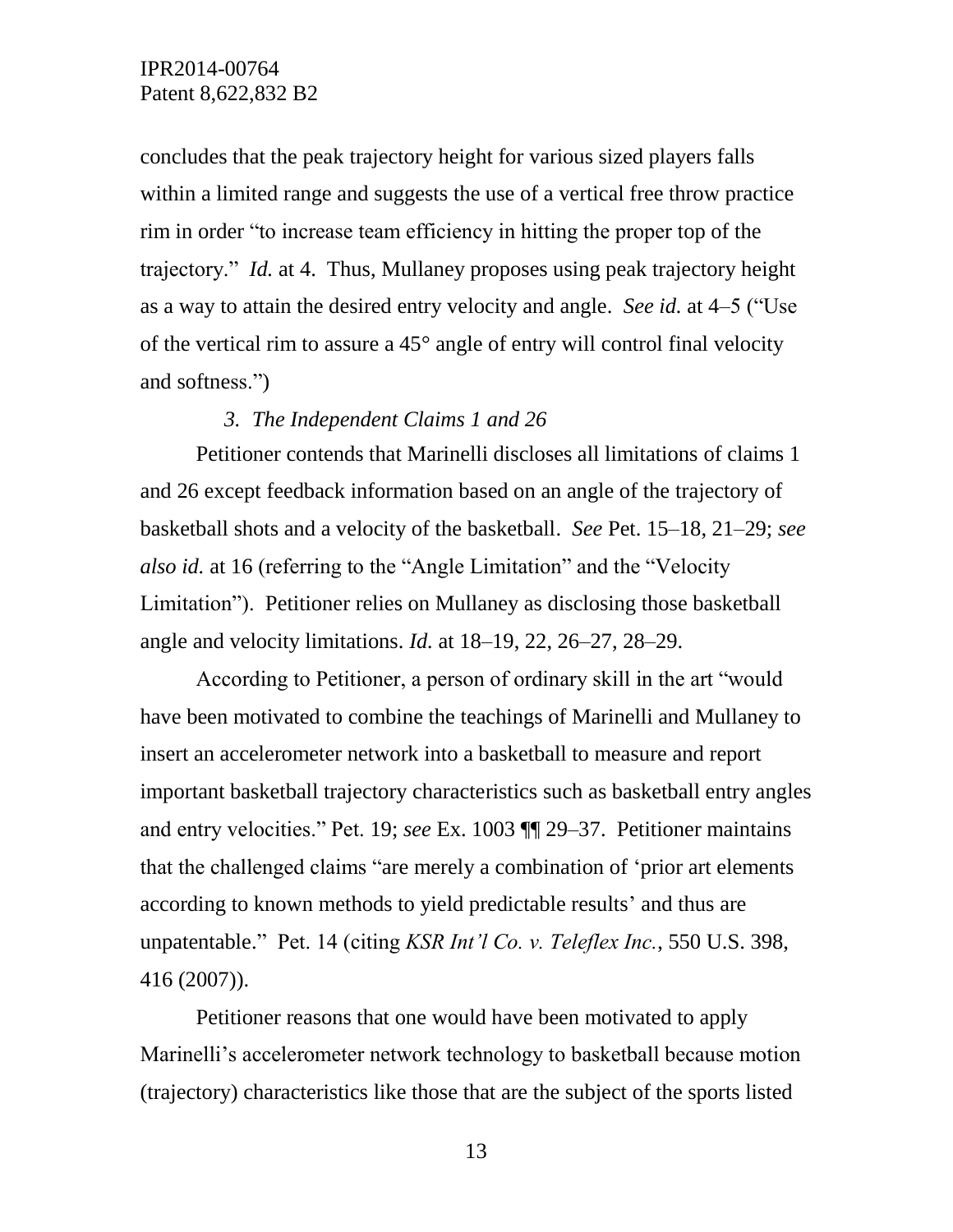concludes that the peak trajectory height for various sized players falls within a limited range and suggests the use of a vertical free throw practice rim in order "to increase team efficiency in hitting the proper top of the trajectory." *Id.* at 4. Thus, Mullaney proposes using peak trajectory height as a way to attain the desired entry velocity and angle. *See id.* at 4–5 ("Use of the vertical rim to assure a 45° angle of entry will control final velocity and softness.")

### *3. The Independent Claims 1 and 26*

Petitioner contends that Marinelli discloses all limitations of claims 1 and 26 except feedback information based on an angle of the trajectory of basketball shots and a velocity of the basketball. *See* Pet. 15–18, 21–29; *see also id.* at 16 (referring to the "Angle Limitation" and the "Velocity Limitation"). Petitioner relies on Mullaney as disclosing those basketball angle and velocity limitations. *Id.* at 18–19, 22, 26–27, 28–29.

According to Petitioner, a person of ordinary skill in the art "would have been motivated to combine the teachings of Marinelli and Mullaney to insert an accelerometer network into a basketball to measure and report important basketball trajectory characteristics such as basketball entry angles and entry velocities." Pet. 19; *see* Ex. 1003 ¶¶ 29–37. Petitioner maintains that the challenged claims "are merely a combination of 'prior art elements according to known methods to yield predictable results' and thus are unpatentable." Pet. 14 (citing *KSR Int'l Co. v. Teleflex Inc.*, 550 U.S. 398, 416 (2007)).

Petitioner reasons that one would have been motivated to apply Marinelli's accelerometer network technology to basketball because motion (trajectory) characteristics like those that are the subject of the sports listed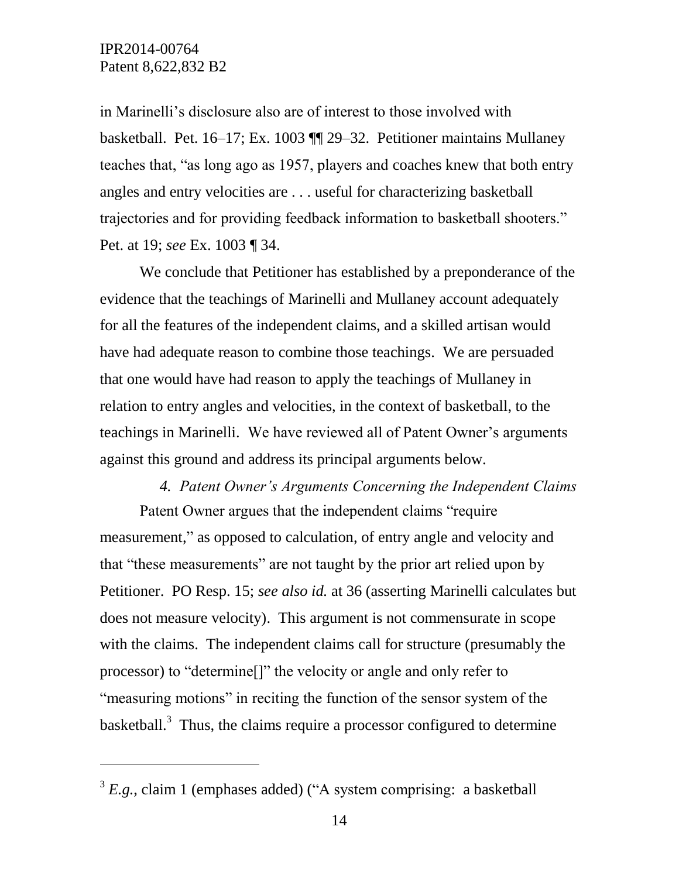in Marinelli's disclosure also are of interest to those involved with basketball. Pet. 16–17; Ex. 1003 ¶¶ 29–32. Petitioner maintains Mullaney teaches that, "as long ago as 1957, players and coaches knew that both entry angles and entry velocities are . . . useful for characterizing basketball trajectories and for providing feedback information to basketball shooters." Pet. at 19; *see* Ex. 1003 ¶ 34.

We conclude that Petitioner has established by a preponderance of the evidence that the teachings of Marinelli and Mullaney account adequately for all the features of the independent claims, and a skilled artisan would have had adequate reason to combine those teachings. We are persuaded that one would have had reason to apply the teachings of Mullaney in relation to entry angles and velocities, in the context of basketball, to the teachings in Marinelli. We have reviewed all of Patent Owner's arguments against this ground and address its principal arguments below.

### *4. Patent Owner's Arguments Concerning the Independent Claims*

Patent Owner argues that the independent claims "require measurement," as opposed to calculation, of entry angle and velocity and that "these measurements" are not taught by the prior art relied upon by Petitioner. PO Resp. 15; *see also id.* at 36 (asserting Marinelli calculates but does not measure velocity). This argument is not commensurate in scope with the claims. The independent claims call for structure (presumably the processor) to "determine[]" the velocity or angle and only refer to "measuring motions" in reciting the function of the sensor system of the basketball.[3] Thus, the claims require a processor configured to determine

---

[3] *E.g.*, claim 1 (emphases added) ("A system comprising: a basketball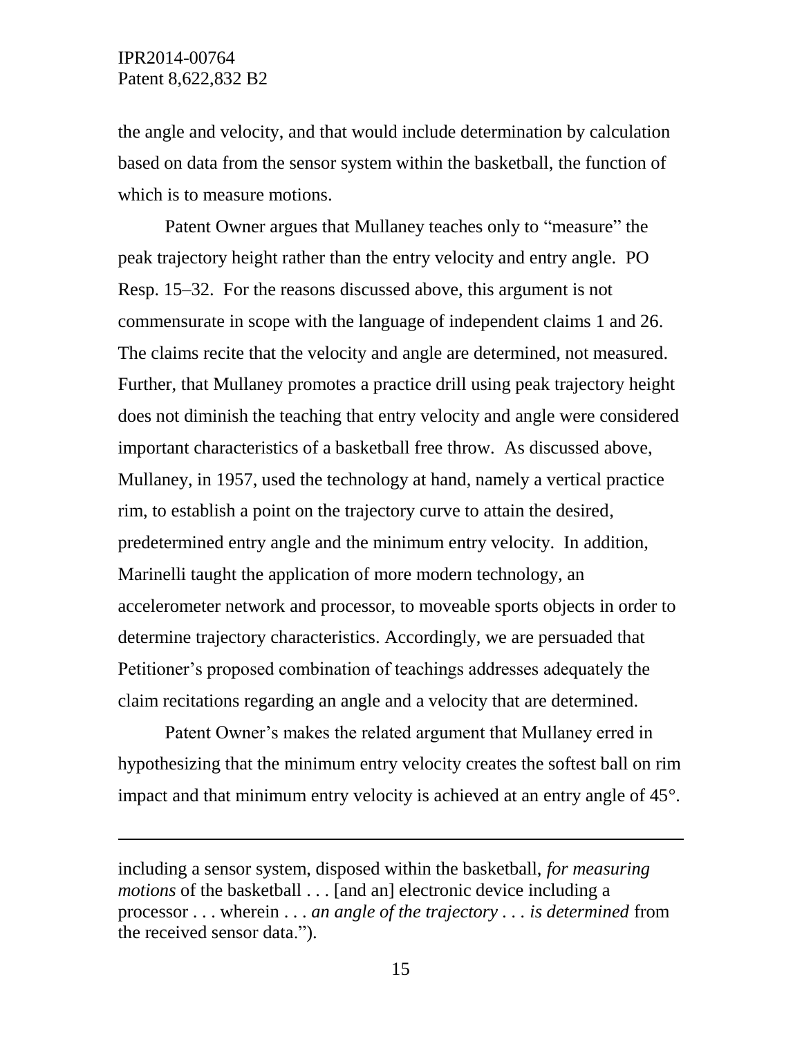the angle and velocity, and that would include determination by calculation based on data from the sensor system within the basketball, the function of which is to measure motions.

Patent Owner argues that Mullaney teaches only to "measure" the peak trajectory height rather than the entry velocity and entry angle. PO Resp. 15–32. For the reasons discussed above, this argument is not commensurate in scope with the language of independent claims 1 and 26. The claims recite that the velocity and angle are determined, not measured. Further, that Mullaney promotes a practice drill using peak trajectory height does not diminish the teaching that entry velocity and angle were considered important characteristics of a basketball free throw. As discussed above, Mullaney, in 1957, used the technology at hand, namely a vertical practice rim, to establish a point on the trajectory curve to attain the desired, predetermined entry angle and the minimum entry velocity. In addition, Marinelli taught the application of more modern technology, an accelerometer network and processor, to moveable sports objects in order to determine trajectory characteristics. Accordingly, we are persuaded that Petitioner's proposed combination of teachings addresses adequately the claim recitations regarding an angle and a velocity that are determined.

Patent Owner's makes the related argument that Mullaney erred in hypothesizing that the minimum entry velocity creates the softest ball on rim impact and that minimum entry velocity is achieved at an entry angle of 45°.

---

including a sensor system, disposed within the basketball, *for measuring motions* of the basketball . . . [and an] electronic device including a processor . . . wherein . . . *an angle of the trajectory . . . is determined* from the received sensor data.").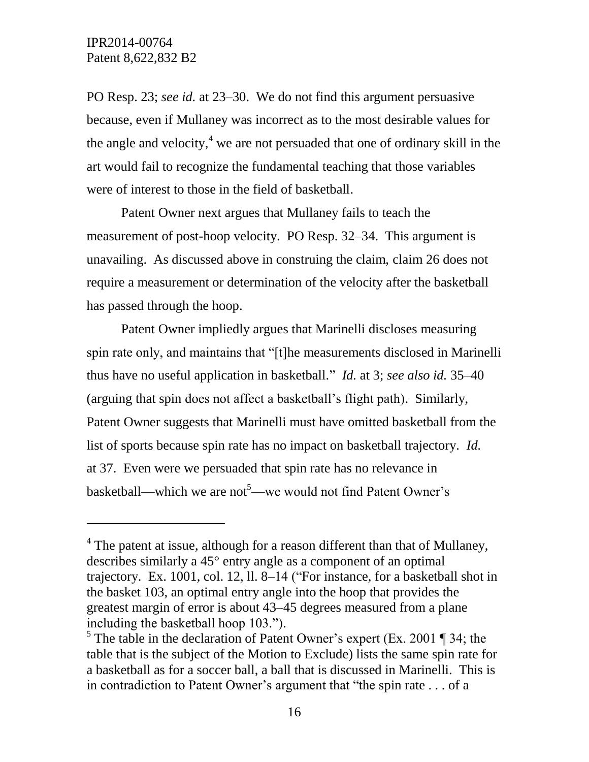PO Resp. 23; *see id.* at 23–30. We do not find this argument persuasive because, even if Mullaney was incorrect as to the most desirable values for the angle and velocity,[4] we are not persuaded that one of ordinary skill in the art would fail to recognize the fundamental teaching that those variables were of interest to those in the field of basketball.

Patent Owner next argues that Mullaney fails to teach the measurement of post-hoop velocity. PO Resp. 32–34. This argument is unavailing. As discussed above in construing the claim, claim 26 does not require a measurement or determination of the velocity after the basketball has passed through the hoop.

Patent Owner impliedly argues that Marinelli discloses measuring spin rate only, and maintains that "[t]he measurements disclosed in Marinelli thus have no useful application in basketball." *Id.* at 3; *see also id.* 35–40 (arguing that spin does not affect a basketball's flight path). Similarly, Patent Owner suggests that Marinelli must have omitted basketball from the list of sports because spin rate has no impact on basketball trajectory. *Id.* at 37. Even were we persuaded that spin rate has no relevance in basketball—which we are not[5]—we would not find Patent Owner's

---

[4] The patent at issue, although for a reason different than that of Mullaney, describes similarly a 45° entry angle as a component of an optimal trajectory. Ex. 1001, col. 12, ll. 8–14 ("For instance, for a basketball shot in the basket 103, an optimal entry angle into the hoop that provides the greatest margin of error is about 43–45 degrees measured from a plane including the basketball hoop 103.").

[5] The table in the declaration of Patent Owner's expert (Ex. 2001 ¶ 34; the table that is the subject of the Motion to Exclude) lists the same spin rate for a basketball as for a soccer ball, a ball that is discussed in Marinelli. This is in contradiction to Patent Owner's argument that "the spin rate . . . of a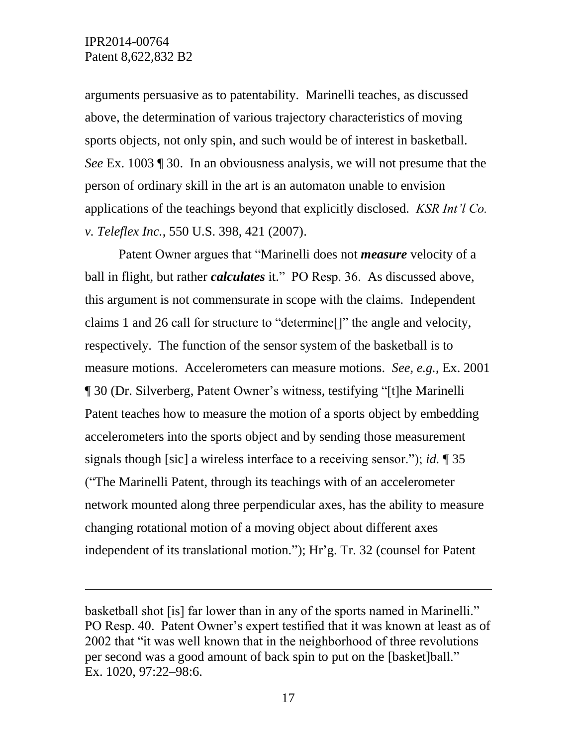arguments persuasive as to patentability. Marinelli teaches, as discussed above, the determination of various trajectory characteristics of moving sports objects, not only spin, and such would be of interest in basketball. *See* Ex. 1003 ¶ 30. In an obviousness analysis, we will not presume that the person of ordinary skill in the art is an automaton unable to envision applications of the teachings beyond that explicitly disclosed. *KSR Int'l Co. v. Teleflex Inc.*, 550 U.S. 398, 421 (2007).

Patent Owner argues that "Marinelli does not ***measure*** velocity of a ball in flight, but rather ***calculates*** it." PO Resp. 36. As discussed above, this argument is not commensurate in scope with the claims. Independent claims 1 and 26 call for structure to "determine[]" the angle and velocity, respectively. The function of the sensor system of the basketball is to measure motions. Accelerometers can measure motions. *See, e.g.*, Ex. 2001 ¶ 30 (Dr. Silverberg, Patent Owner's witness, testifying "[t]he Marinelli Patent teaches how to measure the motion of a sports object by embedding accelerometers into the sports object and by sending those measurement signals though [sic] a wireless interface to a receiving sensor."); *id.* ¶ 35 ("The Marinelli Patent, through its teachings with of an accelerometer network mounted along three perpendicular axes, has the ability to measure changing rotational motion of a moving object about different axes independent of its translational motion."); Hr'g. Tr. 32 (counsel for Patent

---

basketball shot [is] far lower than in any of the sports named in Marinelli." PO Resp. 40. Patent Owner's expert testified that it was known at least as of 2002 that "it was well known that in the neighborhood of three revolutions per second was a good amount of back spin to put on the [basket]ball." Ex. 1020, 97:22–98:6.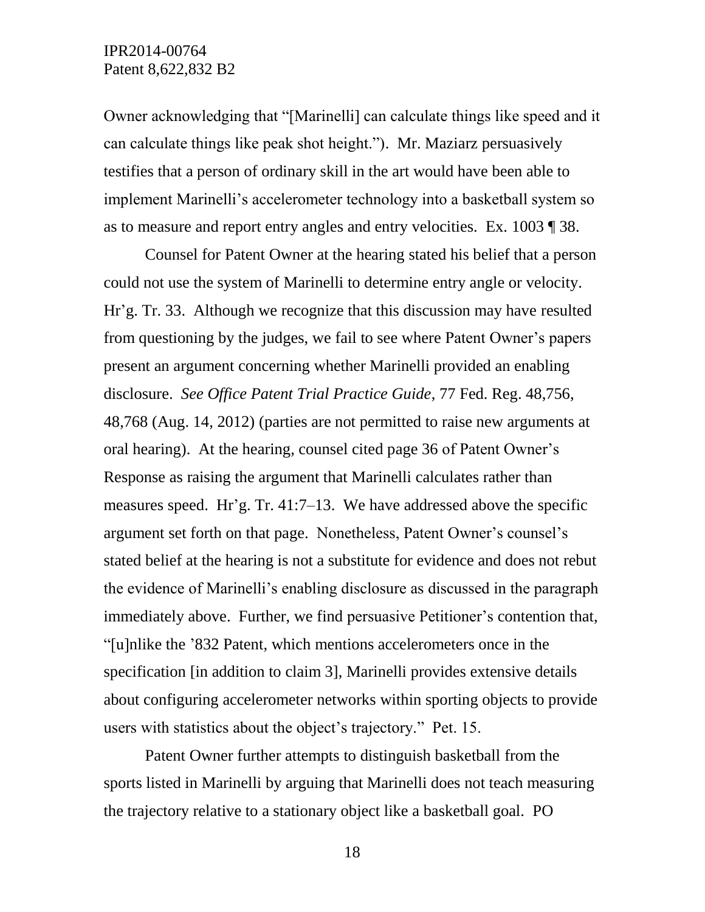Owner acknowledging that "[Marinelli] can calculate things like speed and it can calculate things like peak shot height."). Mr. Maziarz persuasively testifies that a person of ordinary skill in the art would have been able to implement Marinelli's accelerometer technology into a basketball system so as to measure and report entry angles and entry velocities. Ex. 1003 ¶ 38.

Counsel for Patent Owner at the hearing stated his belief that a person could not use the system of Marinelli to determine entry angle or velocity. Hr'g. Tr. 33. Although we recognize that this discussion may have resulted from questioning by the judges, we fail to see where Patent Owner's papers present an argument concerning whether Marinelli provided an enabling disclosure. *See Office Patent Trial Practice Guide*, 77 Fed. Reg. 48,756, 48,768 (Aug. 14, 2012) (parties are not permitted to raise new arguments at oral hearing). At the hearing, counsel cited page 36 of Patent Owner's Response as raising the argument that Marinelli calculates rather than measures speed. Hr'g. Tr. 41:7–13. We have addressed above the specific argument set forth on that page. Nonetheless, Patent Owner's counsel's stated belief at the hearing is not a substitute for evidence and does not rebut the evidence of Marinelli's enabling disclosure as discussed in the paragraph immediately above. Further, we find persuasive Petitioner's contention that, "[u]nlike the '832 Patent, which mentions accelerometers once in the specification [in addition to claim 3], Marinelli provides extensive details about configuring accelerometer networks within sporting objects to provide users with statistics about the object's trajectory." Pet. 15.

Patent Owner further attempts to distinguish basketball from the sports listed in Marinelli by arguing that Marinelli does not teach measuring the trajectory relative to a stationary object like a basketball goal. PO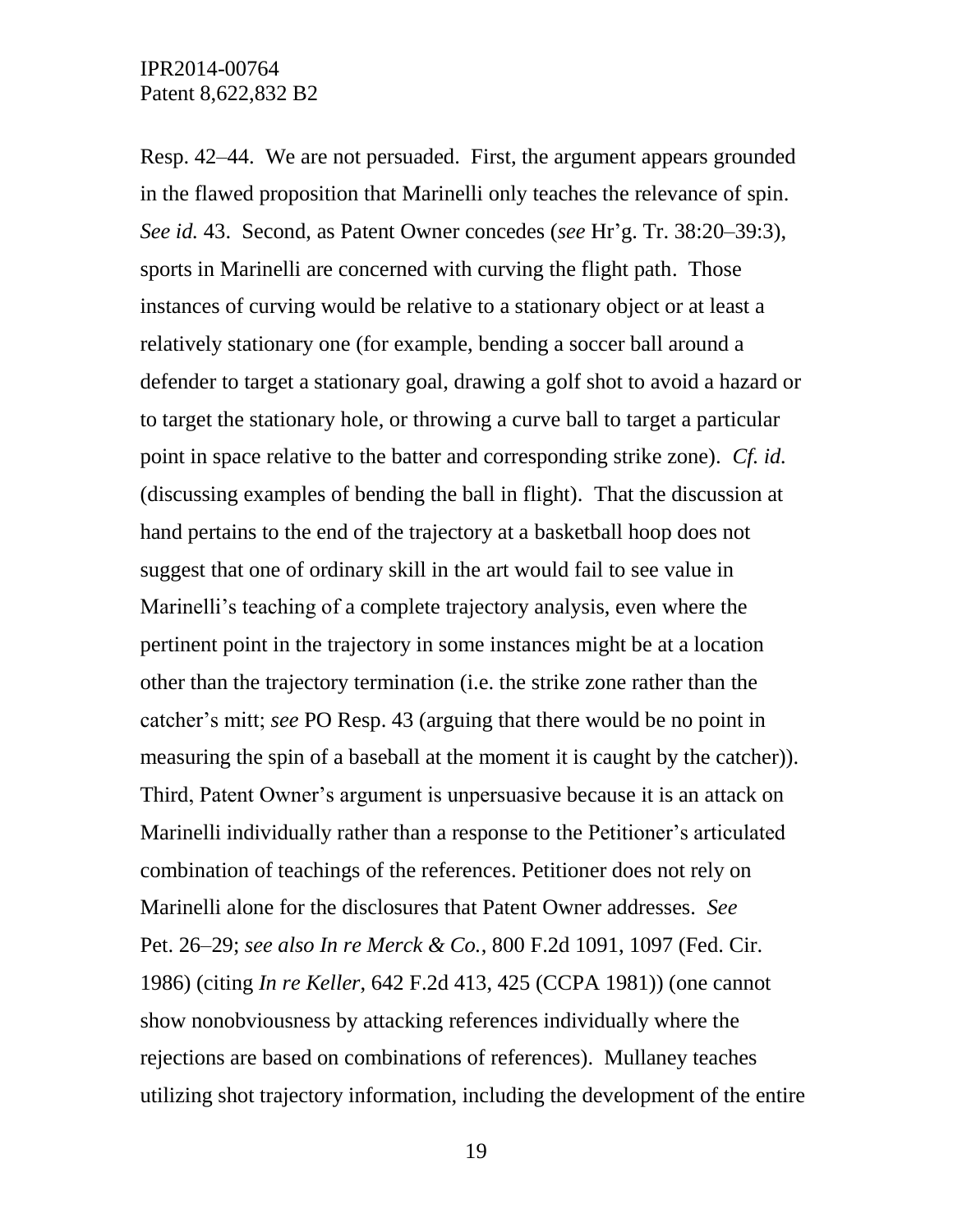Resp. 42–44. We are not persuaded. First, the argument appears grounded in the flawed proposition that Marinelli only teaches the relevance of spin. *See id.* 43. Second, as Patent Owner concedes (*see* Hr'g. Tr. 38:20–39:3), sports in Marinelli are concerned with curving the flight path. Those instances of curving would be relative to a stationary object or at least a relatively stationary one (for example, bending a soccer ball around a defender to target a stationary goal, drawing a golf shot to avoid a hazard or to target the stationary hole, or throwing a curve ball to target a particular point in space relative to the batter and corresponding strike zone). *Cf. id.* (discussing examples of bending the ball in flight). That the discussion at hand pertains to the end of the trajectory at a basketball hoop does not suggest that one of ordinary skill in the art would fail to see value in Marinelli's teaching of a complete trajectory analysis, even where the pertinent point in the trajectory in some instances might be at a location other than the trajectory termination (i.e. the strike zone rather than the catcher's mitt; *see* PO Resp. 43 (arguing that there would be no point in measuring the spin of a baseball at the moment it is caught by the catcher)). Third, Patent Owner's argument is unpersuasive because it is an attack on Marinelli individually rather than a response to the Petitioner's articulated combination of teachings of the references. Petitioner does not rely on Marinelli alone for the disclosures that Patent Owner addresses. *See* Pet. 26–29; *see also In re Merck & Co.*, 800 F.2d 1091, 1097 (Fed. Cir. 1986) (citing *In re Keller*, 642 F.2d 413, 425 (CCPA 1981)) (one cannot show nonobviousness by attacking references individually where the rejections are based on combinations of references). Mullaney teaches utilizing shot trajectory information, including the development of the entire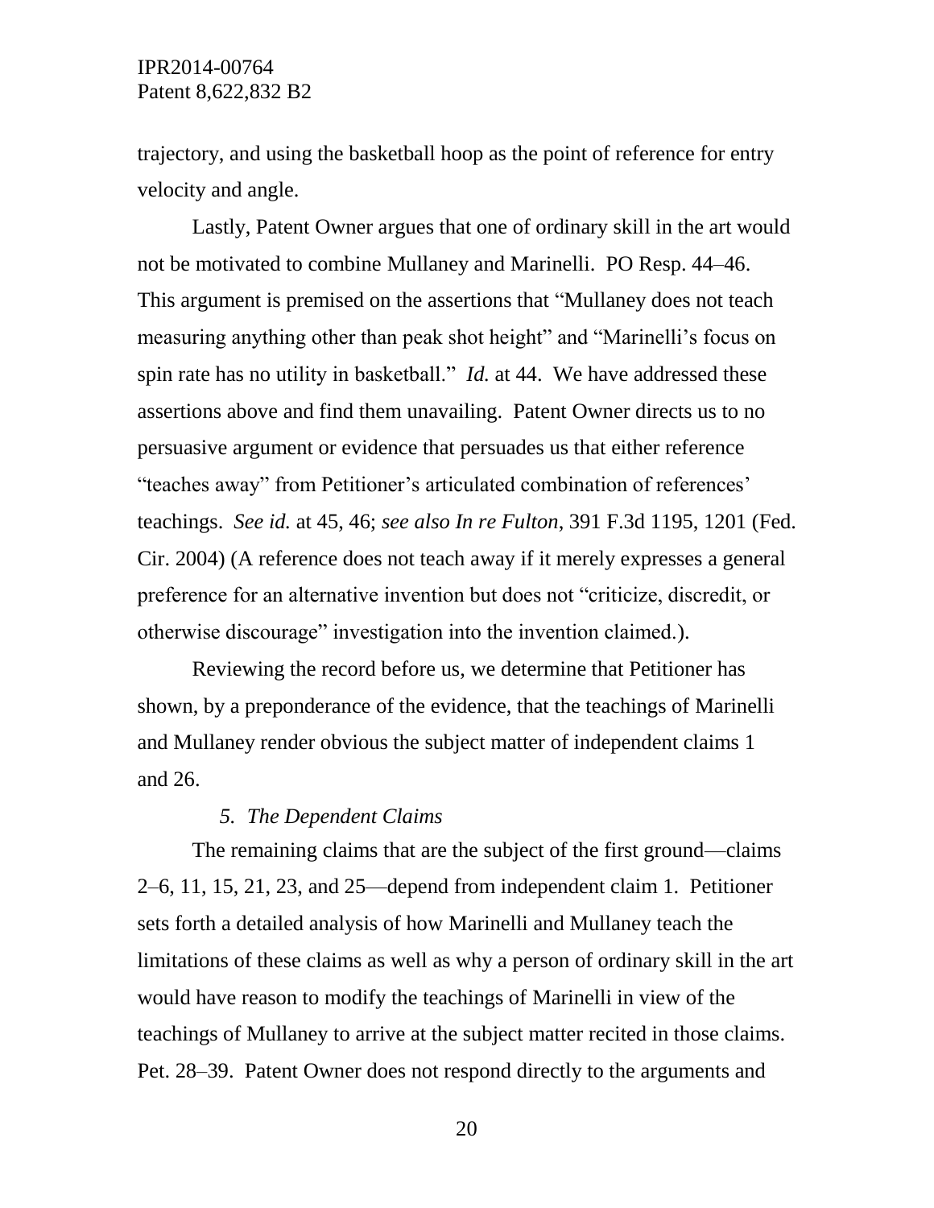trajectory, and using the basketball hoop as the point of reference for entry velocity and angle.

Lastly, Patent Owner argues that one of ordinary skill in the art would not be motivated to combine Mullaney and Marinelli. PO Resp. 44–46. This argument is premised on the assertions that "Mullaney does not teach measuring anything other than peak shot height" and "Marinelli's focus on spin rate has no utility in basketball." *Id.* at 44. We have addressed these assertions above and find them unavailing. Patent Owner directs us to no persuasive argument or evidence that persuades us that either reference "teaches away" from Petitioner's articulated combination of references' teachings. *See id.* at 45, 46; *see also In re Fulton*, 391 F.3d 1195, 1201 (Fed. Cir. 2004) (A reference does not teach away if it merely expresses a general preference for an alternative invention but does not "criticize, discredit, or otherwise discourage" investigation into the invention claimed.).

Reviewing the record before us, we determine that Petitioner has shown, by a preponderance of the evidence, that the teachings of Marinelli and Mullaney render obvious the subject matter of independent claims 1 and 26.

### *5. The Dependent Claims*

The remaining claims that are the subject of the first ground—claims 2–6, 11, 15, 21, 23, and 25—depend from independent claim 1. Petitioner sets forth a detailed analysis of how Marinelli and Mullaney teach the limitations of these claims as well as why a person of ordinary skill in the art would have reason to modify the teachings of Marinelli in view of the teachings of Mullaney to arrive at the subject matter recited in those claims. Pet. 28–39. Patent Owner does not respond directly to the arguments and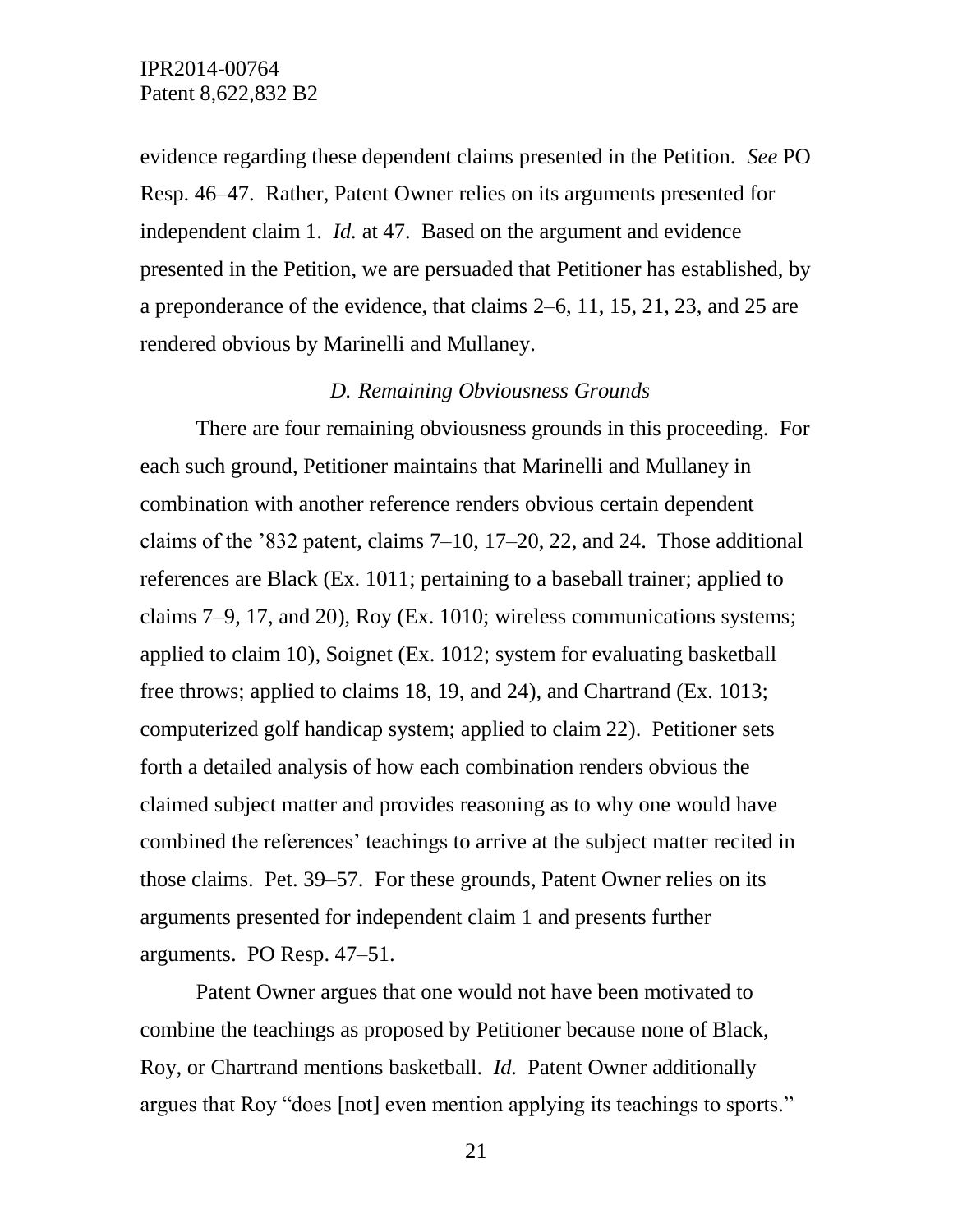evidence regarding these dependent claims presented in the Petition. *See* PO Resp. 46–47. Rather, Patent Owner relies on its arguments presented for independent claim 1. *Id.* at 47. Based on the argument and evidence presented in the Petition, we are persuaded that Petitioner has established, by a preponderance of the evidence, that claims 2–6, 11, 15, 21, 23, and 25 are rendered obvious by Marinelli and Mullaney.

### *D. Remaining Obviousness Grounds*

There are four remaining obviousness grounds in this proceeding. For each such ground, Petitioner maintains that Marinelli and Mullaney in combination with another reference renders obvious certain dependent claims of the '832 patent, claims 7–10, 17–20, 22, and 24. Those additional references are Black (Ex. 1011; pertaining to a baseball trainer; applied to claims 7–9, 17, and 20), Roy (Ex. 1010; wireless communications systems; applied to claim 10), Soignet (Ex. 1012; system for evaluating basketball free throws; applied to claims 18, 19, and 24), and Chartrand (Ex. 1013; computerized golf handicap system; applied to claim 22). Petitioner sets forth a detailed analysis of how each combination renders obvious the claimed subject matter and provides reasoning as to why one would have combined the references' teachings to arrive at the subject matter recited in those claims. Pet. 39–57. For these grounds, Patent Owner relies on its arguments presented for independent claim 1 and presents further arguments. PO Resp. 47–51.

Patent Owner argues that one would not have been motivated to combine the teachings as proposed by Petitioner because none of Black, Roy, or Chartrand mentions basketball. *Id.* Patent Owner additionally argues that Roy "does [not] even mention applying its teachings to sports."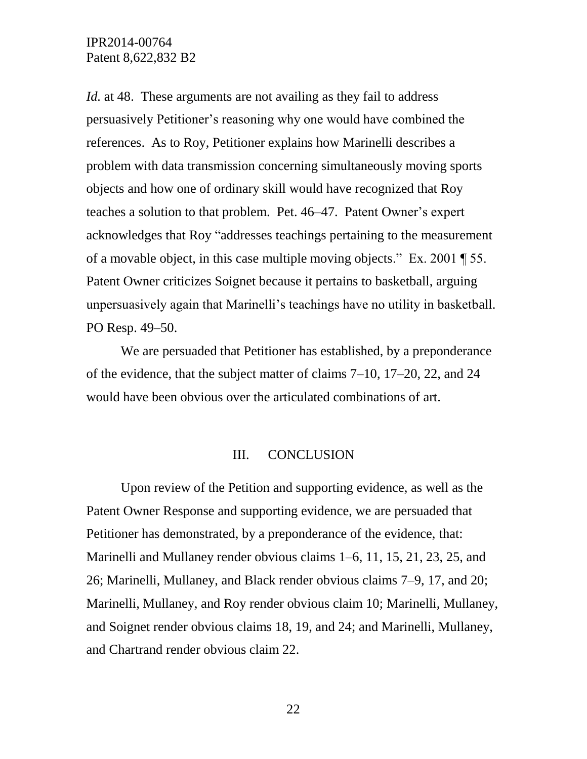*Id.* at 48. These arguments are not availing as they fail to address persuasively Petitioner's reasoning why one would have combined the references. As to Roy, Petitioner explains how Marinelli describes a problem with data transmission concerning simultaneously moving sports objects and how one of ordinary skill would have recognized that Roy teaches a solution to that problem. Pet. 46–47. Patent Owner's expert acknowledges that Roy "addresses teachings pertaining to the measurement of a movable object, in this case multiple moving objects." Ex. 2001 ¶ 55. Patent Owner criticizes Soignet because it pertains to basketball, arguing unpersuasively again that Marinelli's teachings have no utility in basketball. PO Resp. 49–50.

We are persuaded that Petitioner has established, by a preponderance of the evidence, that the subject matter of claims 7–10, 17–20, 22, and 24 would have been obvious over the articulated combinations of art.

## III. CONCLUSION

Upon review of the Petition and supporting evidence, as well as the Patent Owner Response and supporting evidence, we are persuaded that Petitioner has demonstrated, by a preponderance of the evidence, that: Marinelli and Mullaney render obvious claims 1–6, 11, 15, 21, 23, 25, and 26; Marinelli, Mullaney, and Black render obvious claims 7–9, 17, and 20; Marinelli, Mullaney, and Roy render obvious claim 10; Marinelli, Mullaney, and Soignet render obvious claims 18, 19, and 24; and Marinelli, Mullaney, and Chartrand render obvious claim 22.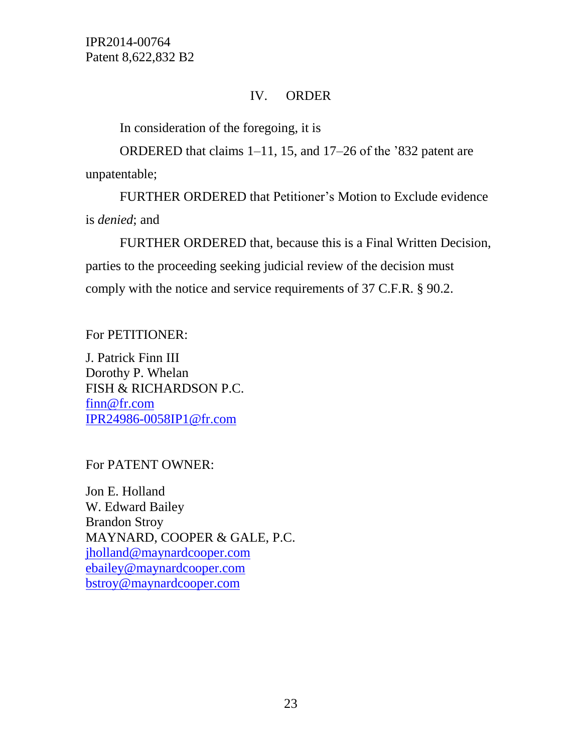## IV. ORDER

In consideration of the foregoing, it is

ORDERED that claims 1–11, 15, and 17–26 of the '832 patent are unpatentable;

FURTHER ORDERED that Petitioner's Motion to Exclude evidence is *denied*; and

FURTHER ORDERED that, because this is a Final Written Decision, parties to the proceeding seeking judicial review of the decision must comply with the notice and service requirements of 37 C.F.R. § 90.2.

For PETITIONER:

J. Patrick Finn III
Dorothy P. Whelan
FISH & RICHARDSON P.C.
finn@fr.com
IPR24986-0058IP1@fr.com

For PATENT OWNER:

Jon E. Holland
W. Edward Bailey
Brandon Stroy
MAYNARD, COOPER & GALE, P.C.
jholland@maynardcooper.com
ebailey@maynardcooper.com
bstroy@maynardcooper.com